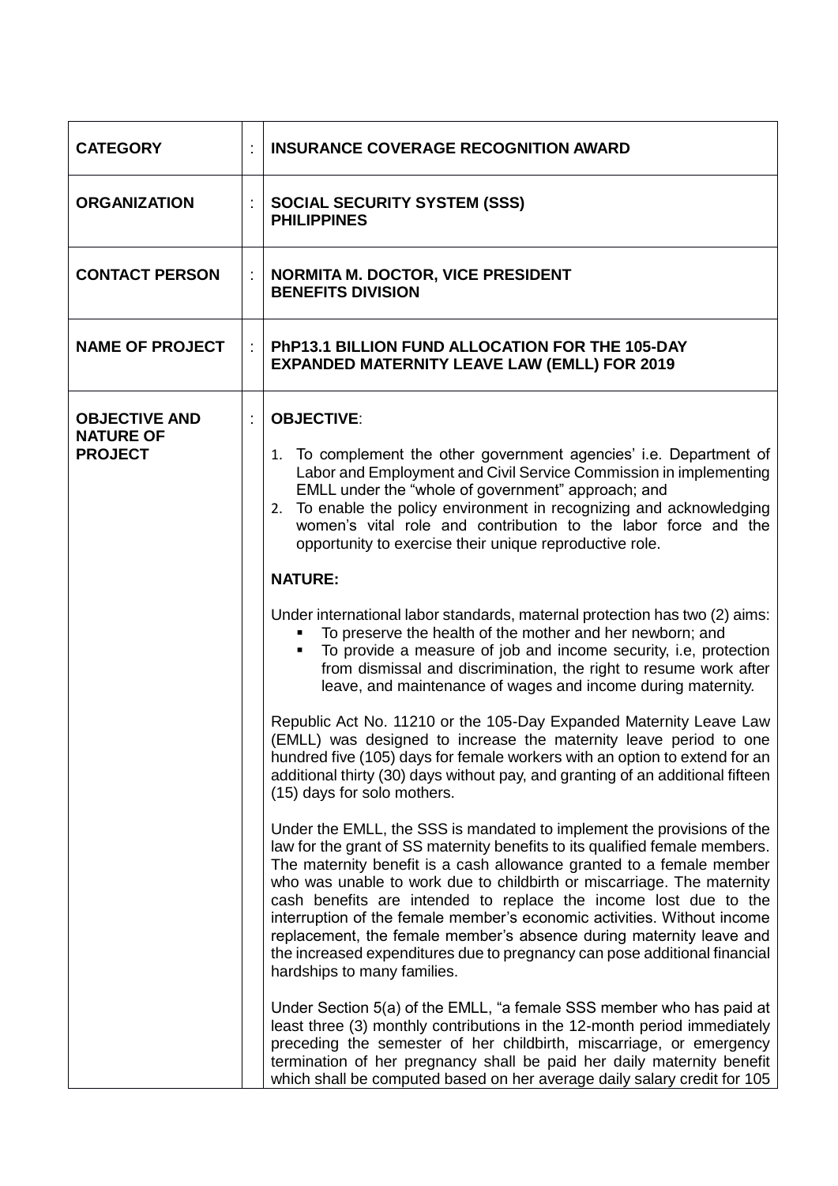| | | |
|---|---|---|
| **CATEGORY** | : | **INSURANCE COVERAGE RECOGNITION AWARD** |
| **ORGANIZATION** | : | **SOCIAL SECURITY SYSTEM (SSS)**<br>**PHILIPPINES** |
| **CONTACT PERSON** | : | **NORMITA M. DOCTOR, VICE PRESIDENT**<br>**BENEFITS DIVISION** |
| **NAME OF PROJECT** | : | **PhP13.1 BILLION FUND ALLOCATION FOR THE 105-DAY EXPANDED MATERNITY LEAVE LAW (EMLL) FOR 2019** |
| **OBJECTIVE AND NATURE OF PROJECT** | : | **OBJECTIVE**:<br><br>1. To complement the other government agencies' i.e. Department of Labor and Employment and Civil Service Commission in implementing EMLL under the "whole of government" approach; and<br>2. To enable the policy environment in recognizing and acknowledging women's vital role and contribution to the labor force and the opportunity to exercise their unique reproductive role.<br><br>**NATURE:**<br><br>Under international labor standards, maternal protection has two (2) aims:<br>▪ To preserve the health of the mother and her newborn; and<br>▪ To provide a measure of job and income security, i.e, protection from dismissal and discrimination, the right to resume work after leave, and maintenance of wages and income during maternity.<br><br>Republic Act No. 11210 or the 105-Day Expanded Maternity Leave Law (EMLL) was designed to increase the maternity leave period to one hundred five (105) days for female workers with an option to extend for an additional thirty (30) days without pay, and granting of an additional fifteen (15) days for solo mothers.<br><br>Under the EMLL, the SSS is mandated to implement the provisions of the law for the grant of SS maternity benefits to its qualified female members. The maternity benefit is a cash allowance granted to a female member who was unable to work due to childbirth or miscarriage. The maternity cash benefits are intended to replace the income lost due to the interruption of the female member's economic activities. Without income replacement, the female member's absence during maternity leave and the increased expenditures due to pregnancy can pose additional financial hardships to many families.<br><br>Under Section 5(a) of the EMLL, "a female SSS member who has paid at least three (3) monthly contributions in the 12-month period immediately preceding the semester of her childbirth, miscarriage, or emergency termination of her pregnancy shall be paid her daily maternity benefit which shall be computed based on her average daily salary credit for 105 |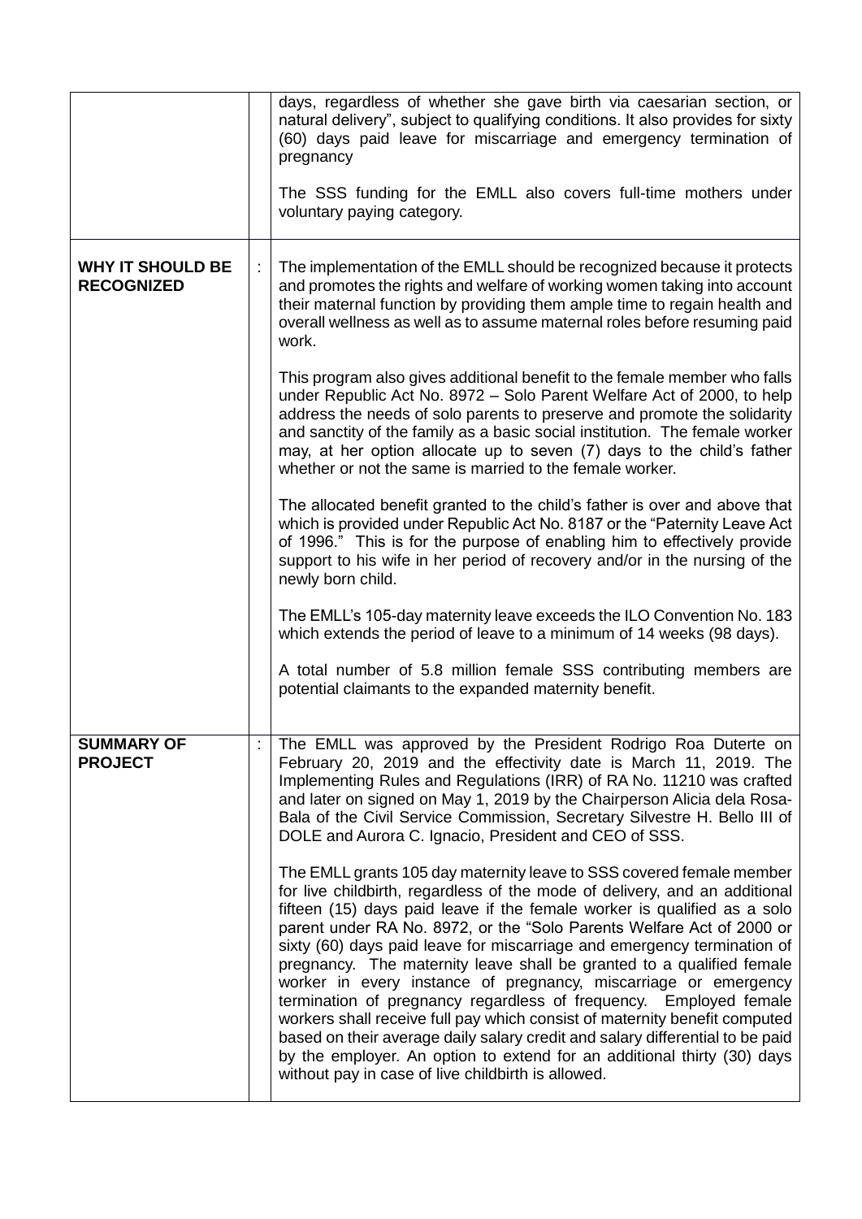| | | |
|---|---|---|
| | | days, regardless of whether she gave birth via caesarian section, or natural delivery", subject to qualifying conditions. It also provides for sixty (60) days paid leave for miscarriage and emergency termination of pregnancy<br><br>The SSS funding for the EMLL also covers full-time mothers under voluntary paying category. |
| **WHY IT SHOULD BE RECOGNIZED** | : | The implementation of the EMLL should be recognized because it protects and promotes the rights and welfare of working women taking into account their maternal function by providing them ample time to regain health and overall wellness as well as to assume maternal roles before resuming paid work.<br><br>This program also gives additional benefit to the female member who falls under Republic Act No. 8972 – Solo Parent Welfare Act of 2000, to help address the needs of solo parents to preserve and promote the solidarity and sanctity of the family as a basic social institution. The female worker may, at her option allocate up to seven (7) days to the child's father whether or not the same is married to the female worker.<br><br>The allocated benefit granted to the child's father is over and above that which is provided under Republic Act No. 8187 or the "Paternity Leave Act of 1996." This is for the purpose of enabling him to effectively provide support to his wife in her period of recovery and/or in the nursing of the newly born child.<br><br>The EMLL's 105-day maternity leave exceeds the ILO Convention No. 183 which extends the period of leave to a minimum of 14 weeks (98 days).<br><br>A total number of 5.8 million female SSS contributing members are potential claimants to the expanded maternity benefit. |
| **SUMMARY OF PROJECT** | : | The EMLL was approved by the President Rodrigo Roa Duterte on February 20, 2019 and the effectivity date is March 11, 2019. The Implementing Rules and Regulations (IRR) of RA No. 11210 was crafted and later on signed on May 1, 2019 by the Chairperson Alicia dela Rosa-Bala of the Civil Service Commission, Secretary Silvestre H. Bello III of DOLE and Aurora C. Ignacio, President and CEO of SSS.<br><br>The EMLL grants 105 day maternity leave to SSS covered female member for live childbirth, regardless of the mode of delivery, and an additional fifteen (15) days paid leave if the female worker is qualified as a solo parent under RA No. 8972, or the "Solo Parents Welfare Act of 2000 or sixty (60) days paid leave for miscarriage and emergency termination of pregnancy. The maternity leave shall be granted to a qualified female worker in every instance of pregnancy, miscarriage or emergency termination of pregnancy regardless of frequency. Employed female workers shall receive full pay which consist of maternity benefit computed based on their average daily salary credit and salary differential to be paid by the employer. An option to extend for an additional thirty (30) days without pay in case of live childbirth is allowed. |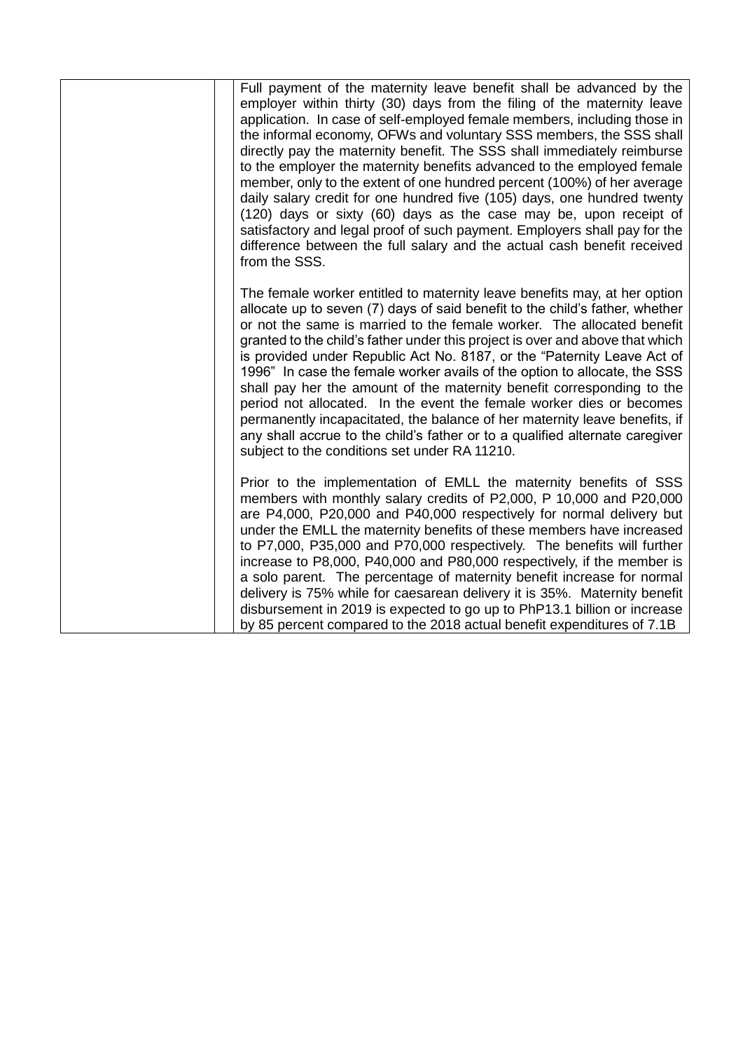| | |
|---|---|
| | Full payment of the maternity leave benefit shall be advanced by the employer within thirty (30) days from the filing of the maternity leave application. In case of self-employed female members, including those in the informal economy, OFWs and voluntary SSS members, the SSS shall directly pay the maternity benefit. The SSS shall immediately reimburse to the employer the maternity benefits advanced to the employed female member, only to the extent of one hundred percent (100%) of her average daily salary credit for one hundred five (105) days, one hundred twenty (120) days or sixty (60) days as the case may be, upon receipt of satisfactory and legal proof of such payment. Employers shall pay for the difference between the full salary and the actual cash benefit received from the SSS.<br><br>The female worker entitled to maternity leave benefits may, at her option allocate up to seven (7) days of said benefit to the child's father, whether or not the same is married to the female worker. The allocated benefit granted to the child's father under this project is over and above that which is provided under Republic Act No. 8187, or the "Paternity Leave Act of 1996" In case the female worker avails of the option to allocate, the SSS shall pay her the amount of the maternity benefit corresponding to the period not allocated. In the event the female worker dies or becomes permanently incapacitated, the balance of her maternity leave benefits, if any shall accrue to the child's father or to a qualified alternate caregiver subject to the conditions set under RA 11210.<br><br>Prior to the implementation of EMLL the maternity benefits of SSS members with monthly salary credits of P2,000, P 10,000 and P20,000 are P4,000, P20,000 and P40,000 respectively for normal delivery but under the EMLL the maternity benefits of these members have increased to P7,000, P35,000 and P70,000 respectively. The benefits will further increase to P8,000, P40,000 and P80,000 respectively, if the member is a solo parent. The percentage of maternity benefit increase for normal delivery is 75% while for caesarean delivery it is 35%. Maternity benefit disbursement in 2019 is expected to go up to PhP13.1 billion or increase by 85 percent compared to the 2018 actual benefit expenditures of 7.1B |